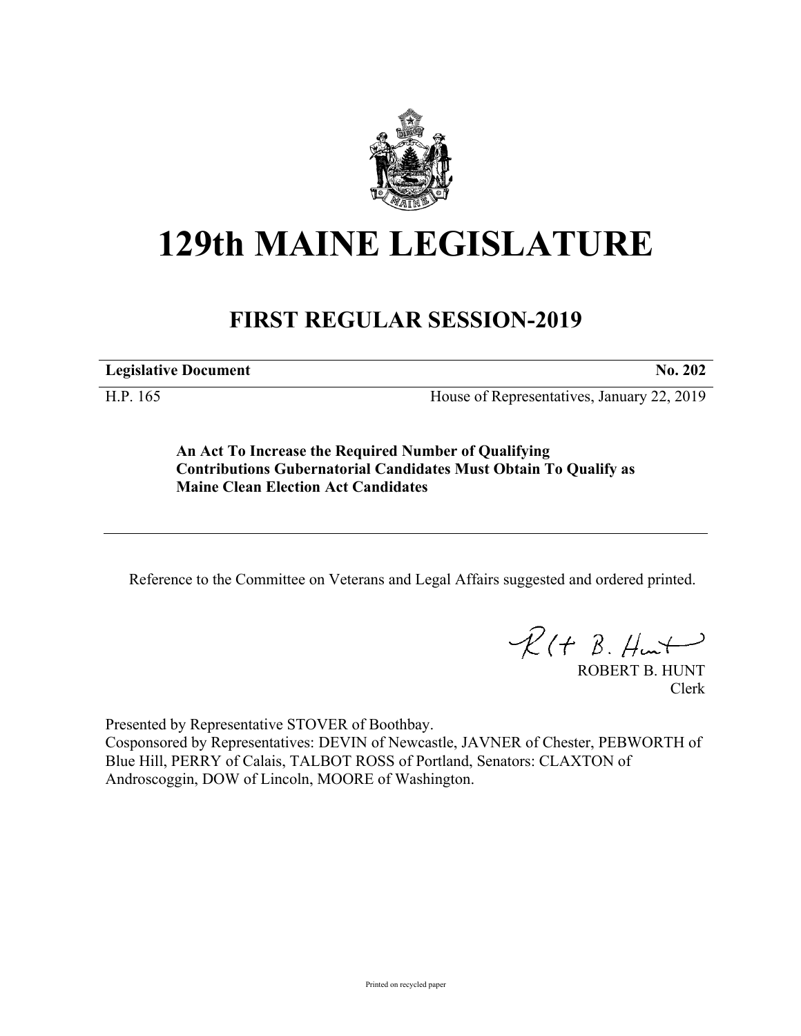# 129th MAINE LEGISLATURE

## FIRST REGULAR SESSION-2019

**Legislative Document** **No. 202**

H.P. 165 House of Representatives, January 22, 2019

**An Act To Increase the Required Number of Qualifying Contributions Gubernatorial Candidates Must Obtain To Qualify as Maine Clean Election Act Candidates**

---

Reference to the Committee on Veterans and Legal Affairs suggested and ordered printed.

ROBERT B. HUNT
Clerk

Presented by Representative STOVER of Boothbay.
Cosponsored by Representatives: DEVIN of Newcastle, JAVNER of Chester, PEBWORTH of Blue Hill, PERRY of Calais, TALBOT ROSS of Portland, Senators: CLAXTON of Androscoggin, DOW of Lincoln, MOORE of Washington.

Printed on recycled paper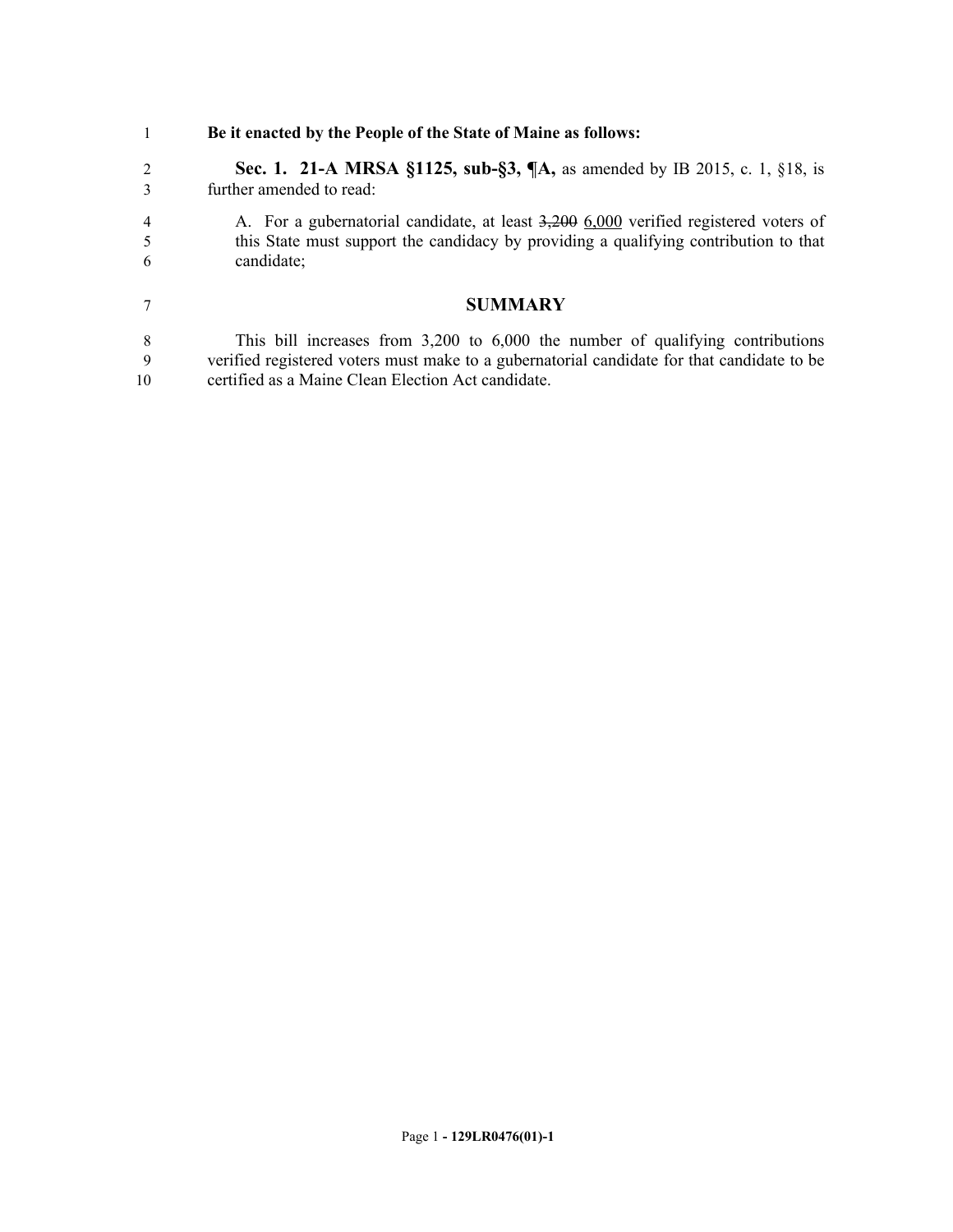**Be it enacted by the People of the State of Maine as follows:**

**Sec. 1. 21-A MRSA §1125, sub-§3, ¶A,** as amended by IB 2015, c. 1, §18, is further amended to read:

A. For a gubernatorial candidate, at least ~~3,200~~ <u>6,000</u> verified registered voters of this State must support the candidacy by providing a qualifying contribution to that candidate;

## SUMMARY

This bill increases from 3,200 to 6,000 the number of qualifying contributions verified registered voters must make to a gubernatorial candidate for that candidate to be certified as a Maine Clean Election Act candidate.